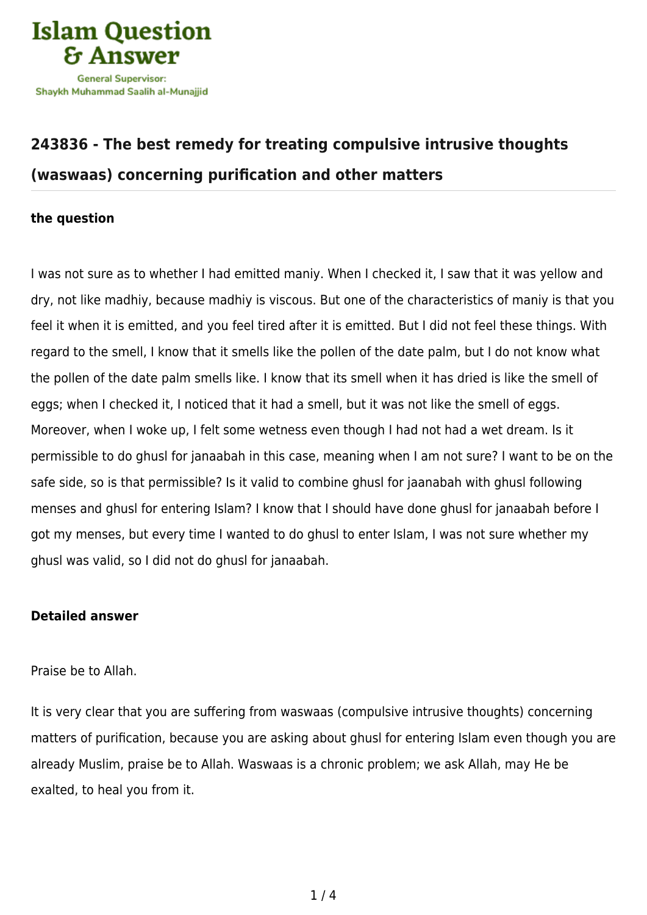# 243836 - The best remedy for treating compulsive intrusive thoughts (waswaas) concerning purification and other matters

**the question**

I was not sure as to whether I had emitted maniy. When I checked it, I saw that it was yellow and dry, not like madhiy, because madhiy is viscous. But one of the characteristics of maniy is that you feel it when it is emitted, and you feel tired after it is emitted. But I did not feel these things. With regard to the smell, I know that it smells like the pollen of the date palm, but I do not know what the pollen of the date palm smells like. I know that its smell when it has dried is like the smell of eggs; when I checked it, I noticed that it had a smell, but it was not like the smell of eggs. Moreover, when I woke up, I felt some wetness even though I had not had a wet dream. Is it permissible to do ghusl for janaabah in this case, meaning when I am not sure? I want to be on the safe side, so is that permissible? Is it valid to combine ghusl for jaanabah with ghusl following menses and ghusl for entering Islam? I know that I should have done ghusl for janaabah before I got my menses, but every time I wanted to do ghusl to enter Islam, I was not sure whether my ghusl was valid, so I did not do ghusl for janaabah.

**Detailed answer**

Praise be to Allah.

It is very clear that you are suffering from waswaas (compulsive intrusive thoughts) concerning matters of purification, because you are asking about ghusl for entering Islam even though you are already Muslim, praise be to Allah. Waswaas is a chronic problem; we ask Allah, may He be exalted, to heal you from it.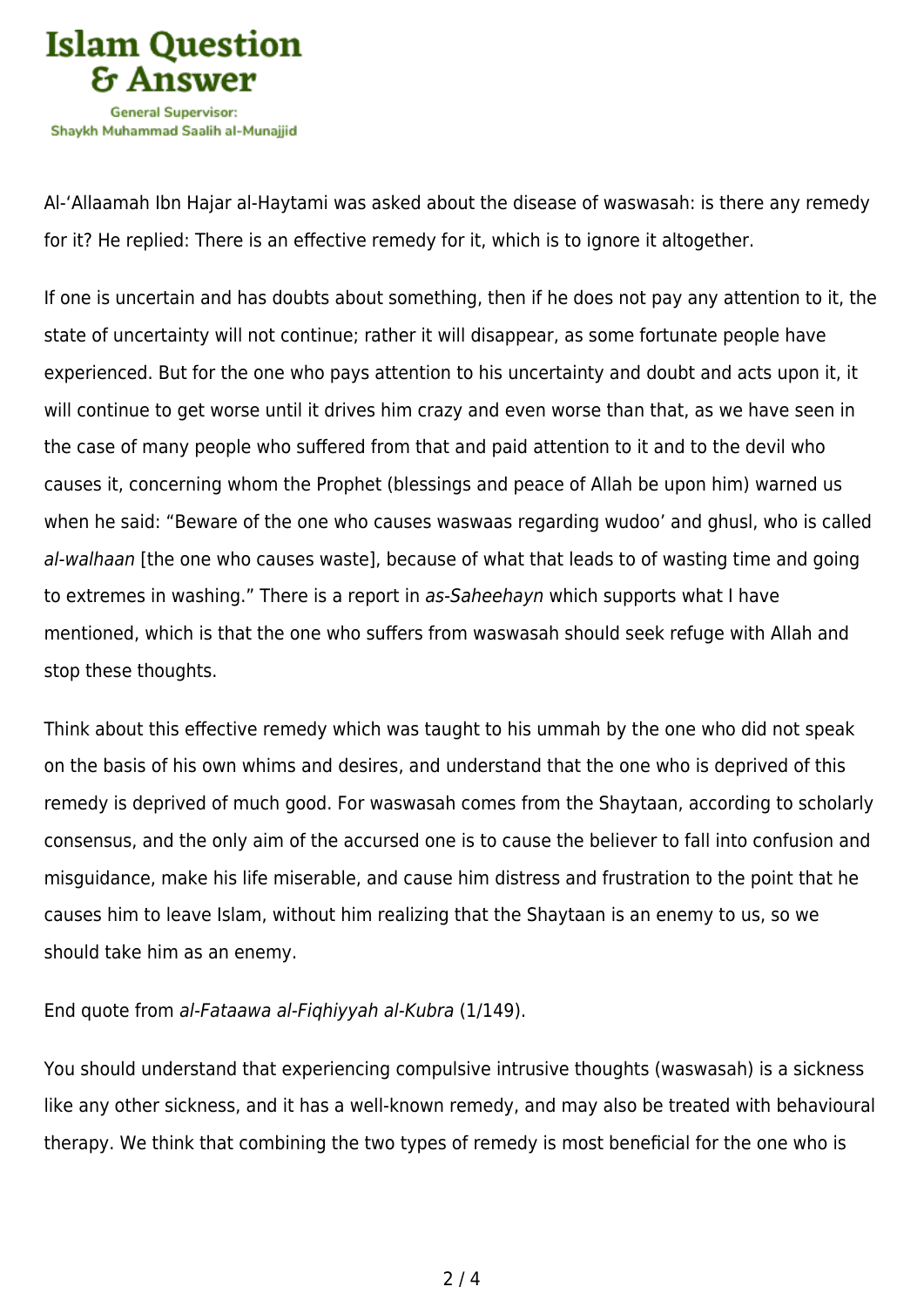Al-‘Allaamah Ibn Hajar al-Haytami was asked about the disease of waswasah: is there any remedy for it? He replied: There is an effective remedy for it, which is to ignore it altogether.

If one is uncertain and has doubts about something, then if he does not pay any attention to it, the state of uncertainty will not continue; rather it will disappear, as some fortunate people have experienced. But for the one who pays attention to his uncertainty and doubt and acts upon it, it will continue to get worse until it drives him crazy and even worse than that, as we have seen in the case of many people who suffered from that and paid attention to it and to the devil who causes it, concerning whom the Prophet (blessings and peace of Allah be upon him) warned us when he said: “Beware of the one who causes waswaas regarding wudoo’ and ghusl, who is called *al-walhaan* [the one who causes waste], because of what that leads to of wasting time and going to extremes in washing.” There is a report in *as-Saheehayn* which supports what I have mentioned, which is that the one who suffers from waswasah should seek refuge with Allah and stop these thoughts.

Think about this effective remedy which was taught to his ummah by the one who did not speak on the basis of his own whims and desires, and understand that the one who is deprived of this remedy is deprived of much good. For waswasah comes from the Shaytaan, according to scholarly consensus, and the only aim of the accursed one is to cause the believer to fall into confusion and misguidance, make his life miserable, and cause him distress and frustration to the point that he causes him to leave Islam, without him realizing that the Shaytaan is an enemy to us, so we should take him as an enemy.

End quote from *al-Fataawa al-Fiqhiyyah al-Kubra* (1/149).

You should understand that experiencing compulsive intrusive thoughts (waswasah) is a sickness like any other sickness, and it has a well-known remedy, and may also be treated with behavioural therapy. We think that combining the two types of remedy is most beneficial for the one who is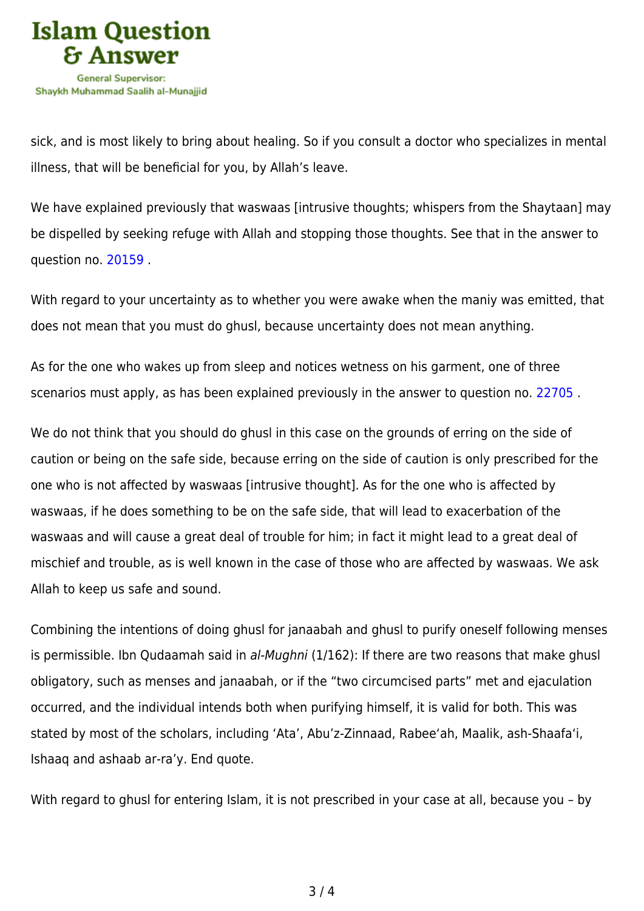sick, and is most likely to bring about healing. So if you consult a doctor who specializes in mental illness, that will be beneficial for you, by Allah's leave.

We have explained previously that waswaas [intrusive thoughts; whispers from the Shaytaan] may be dispelled by seeking refuge with Allah and stopping those thoughts. See that in the answer to question no. 20159 .

With regard to your uncertainty as to whether you were awake when the maniy was emitted, that does not mean that you must do ghusl, because uncertainty does not mean anything.

As for the one who wakes up from sleep and notices wetness on his garment, one of three scenarios must apply, as has been explained previously in the answer to question no. 22705 .

We do not think that you should do ghusl in this case on the grounds of erring on the side of caution or being on the safe side, because erring on the side of caution is only prescribed for the one who is not affected by waswaas [intrusive thought]. As for the one who is affected by waswaas, if he does something to be on the safe side, that will lead to exacerbation of the waswaas and will cause a great deal of trouble for him; in fact it might lead to a great deal of mischief and trouble, as is well known in the case of those who are affected by waswaas. We ask Allah to keep us safe and sound.

Combining the intentions of doing ghusl for janaabah and ghusl to purify oneself following menses is permissible. Ibn Qudaamah said in *al-Mughni* (1/162): If there are two reasons that make ghusl obligatory, such as menses and janaabah, or if the "two circumcised parts" met and ejaculation occurred, and the individual intends both when purifying himself, it is valid for both. This was stated by most of the scholars, including 'Ata', Abu'z-Zinnaad, Rabee'ah, Maalik, ash-Shaafa'i, Ishaaq and ashaab ar-ra'y. End quote.

With regard to ghusl for entering Islam, it is not prescribed in your case at all, because you – by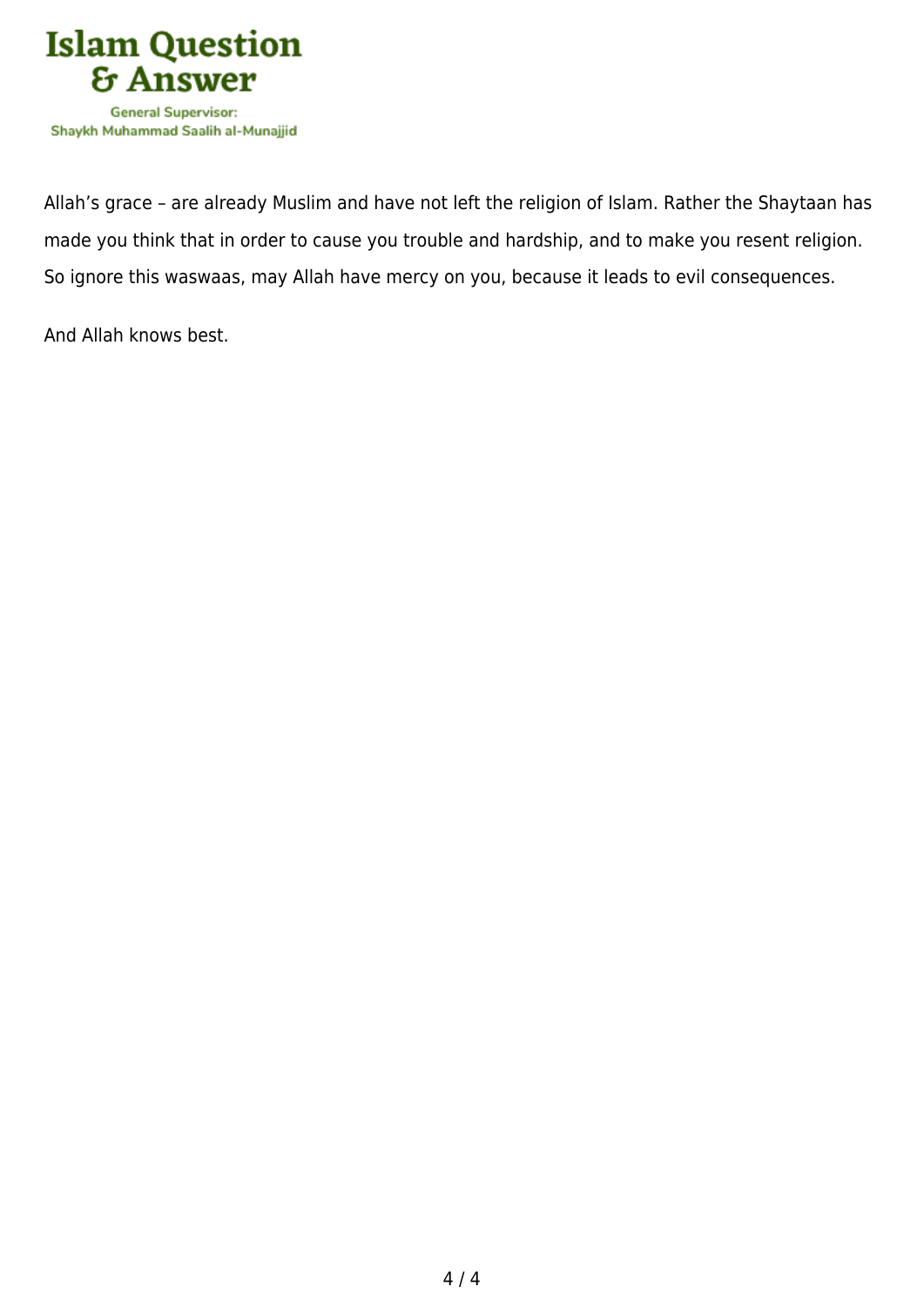Allah's grace – are already Muslim and have not left the religion of Islam. Rather the Shaytaan has made you think that in order to cause you trouble and hardship, and to make you resent religion. So ignore this waswaas, may Allah have mercy on you, because it leads to evil consequences.

And Allah knows best.